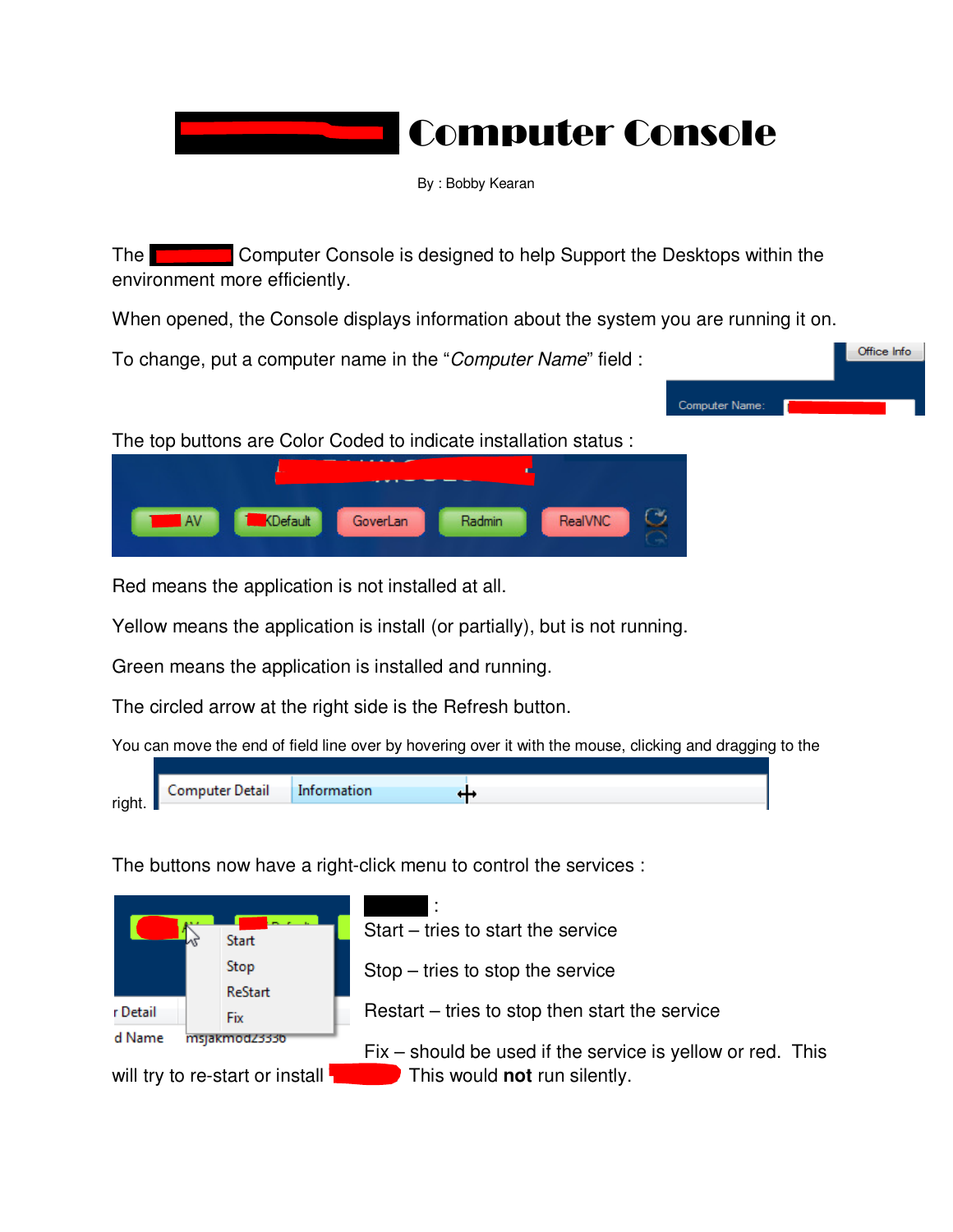# Computer Console

By : Bobby Kearan

The Computer Console is designed to help Support the Desktops within the environment more efficiently.

When opened, the Console displays information about the system you are running it on.

To change, put a computer name in the "*Computer Name*" field :

The top buttons are Color Coded to indicate installation status :

Red means the application is not installed at all.

Yellow means the application is install (or partially), but is not running.

Green means the application is installed and running.

The circled arrow at the right side is the Refresh button.

You can move the end of field line over by hovering over it with the mouse, clicking and dragging to the right.

The buttons now have a right-click menu to control the services :

:

Start – tries to start the service

Stop – tries to stop the service

Restart – tries to stop then start the service

Fix – should be used if the service is yellow or red. This will try to re-start or install This would **not** run silently.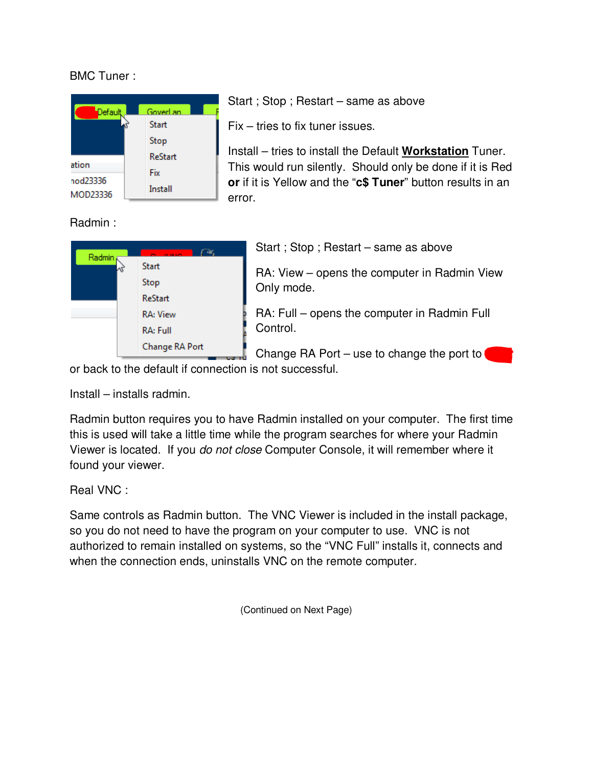BMC Tuner :

Start ; Stop ; Restart – same as above

Fix – tries to fix tuner issues.

Install – tries to install the Default **Workstation** Tuner. This would run silently. Should only be done if it is Red **or** if it is Yellow and the "**c$ Tuner**" button results in an error.

Radmin :

Start ; Stop ; Restart – same as above

RA: View – opens the computer in Radmin View Only mode.

RA: Full – opens the computer in Radmin Full Control.

Change RA Port – use to change the port to or back to the default if connection is not successful.

Install – installs radmin.

Radmin button requires you to have Radmin installed on your computer. The first time this is used will take a little time while the program searches for where your Radmin Viewer is located. If you *do not close* Computer Console, it will remember where it found your viewer.

Real VNC :

Same controls as Radmin button. The VNC Viewer is included in the install package, so you do not need to have the program on your computer to use. VNC is not authorized to remain installed on systems, so the "VNC Full" installs it, connects and when the connection ends, uninstalls VNC on the remote computer.

(Continued on Next Page)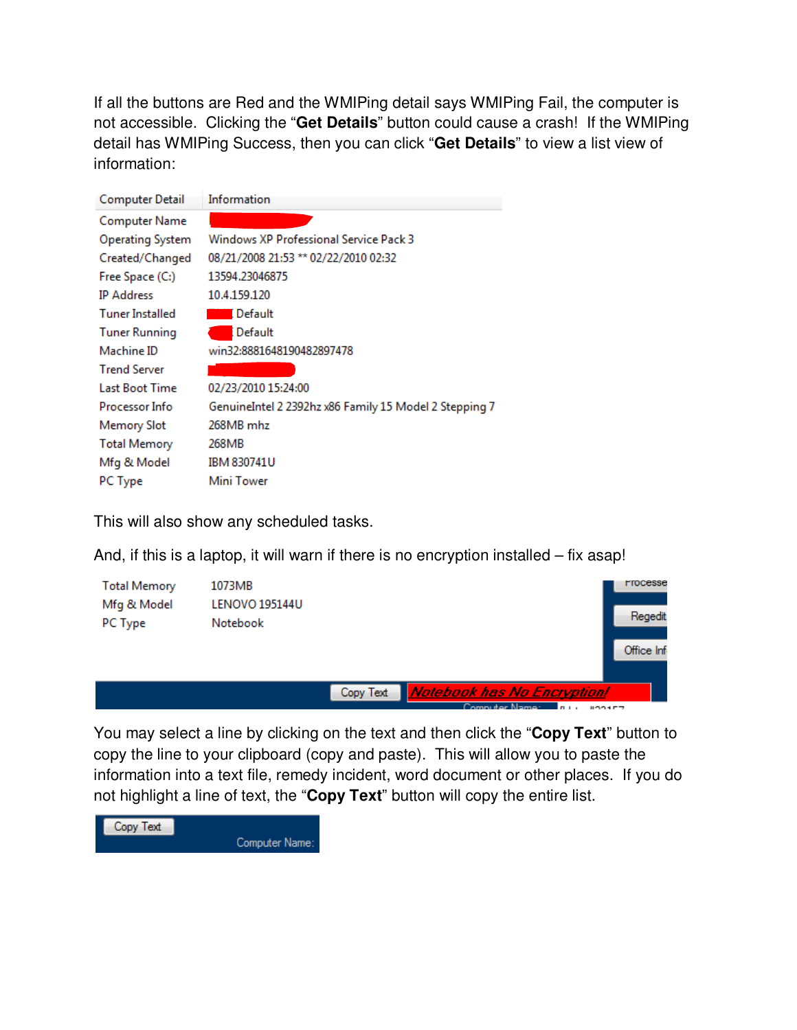If all the buttons are Red and the WMIPing detail says WMIPing Fail, the computer is not accessible. Clicking the "**Get Details**" button could cause a crash! If the WMIPing detail has WMIPing Success, then you can click "**Get Details**" to view a list view of information:

| Computer Detail | Information |
|---|---|
| Computer Name | |
| Operating System | Windows XP Professional Service Pack 3 |
| Created/Changed | 08/21/2008 21:53 ** 02/22/2010 02:32 |
| Free Space (C:) | 13594.23046875 |
| IP Address | 10.4.159.120 |
| Tuner Installed | Default |
| Tuner Running | Default |
| Machine ID | win32:8881648190482897478 |
| Trend Server | |
| Last Boot Time | 02/23/2010 15:24:00 |
| Processor Info | GenuineIntel 2 2392hz x86 Family 15 Model 2 Stepping 7 |
| Memory Slot | 268MB mhz |
| Total Memory | 268MB |
| Mfg & Model | IBM 830741U |
| PC Type | Mini Tower |

This will also show any scheduled tasks.

And, if this is a laptop, it will warn if there is no encryption installed – fix asap!

| | |
|---|---|
| Total Memory | 1073MB |
| Mfg & Model | LENOVO 195144U |
| PC Type | Notebook |

Copy Text | *Notebook has No Encryption!*

You may select a line by clicking on the text and then click the "**Copy Text**" button to copy the line to your clipboard (copy and paste). This will allow you to paste the information into a text file, remedy incident, word document or other places. If you do not highlight a line of text, the "**Copy Text**" button will copy the entire list.

Copy Text | Computer Name: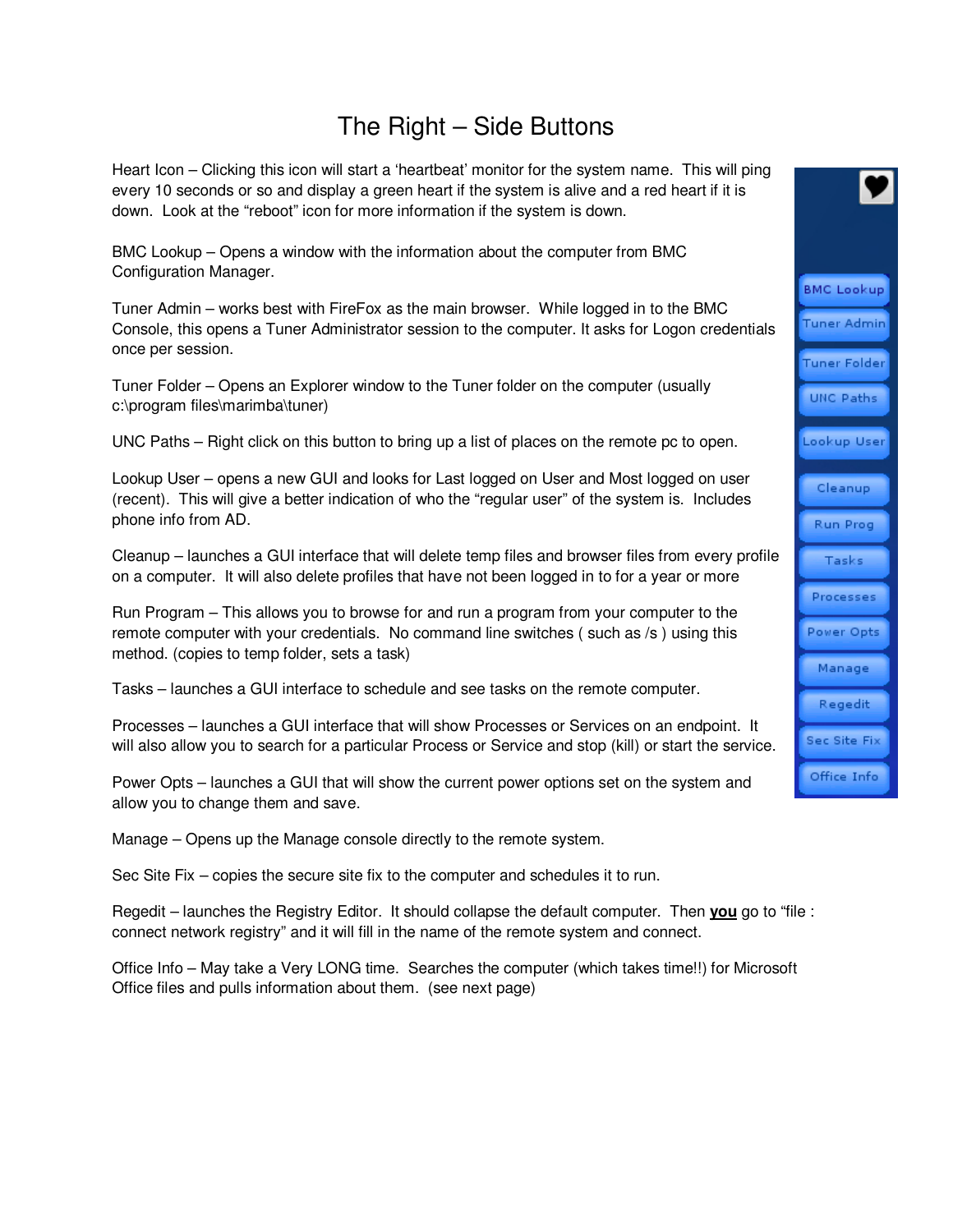# The Right – Side Buttons

Heart Icon – Clicking this icon will start a 'heartbeat' monitor for the system name. This will ping every 10 seconds or so and display a green heart if the system is alive and a red heart if it is down. Look at the "reboot" icon for more information if the system is down.

BMC Lookup – Opens a window with the information about the computer from BMC Configuration Manager.

Tuner Admin – works best with FireFox as the main browser. While logged in to the BMC Console, this opens a Tuner Administrator session to the computer. It asks for Logon credentials once per session.

Tuner Folder – Opens an Explorer window to the Tuner folder on the computer (usually c:\program files\marimba\tuner)

UNC Paths – Right click on this button to bring up a list of places on the remote pc to open.

Lookup User – opens a new GUI and looks for Last logged on User and Most logged on user (recent). This will give a better indication of who the "regular user" of the system is. Includes phone info from AD.

Cleanup – launches a GUI interface that will delete temp files and browser files from every profile on a computer. It will also delete profiles that have not been logged in to for a year or more

Run Program – This allows you to browse for and run a program from your computer to the remote computer with your credentials. No command line switches ( such as /s ) using this method. (copies to temp folder, sets a task)

Tasks – launches a GUI interface to schedule and see tasks on the remote computer.

Processes – launches a GUI interface that will show Processes or Services on an endpoint. It will also allow you to search for a particular Process or Service and stop (kill) or start the service.

Power Opts – launches a GUI that will show the current power options set on the system and allow you to change them and save.

Manage – Opens up the Manage console directly to the remote system.

Sec Site Fix – copies the secure site fix to the computer and schedules it to run.

Regedit – launches the Registry Editor. It should collapse the default computer. Then **<u>you</u>** go to "file : connect network registry" and it will fill in the name of the remote system and connect.

Office Info – May take a Very LONG time. Searches the computer (which takes time!!) for Microsoft Office files and pulls information about them. (see next page)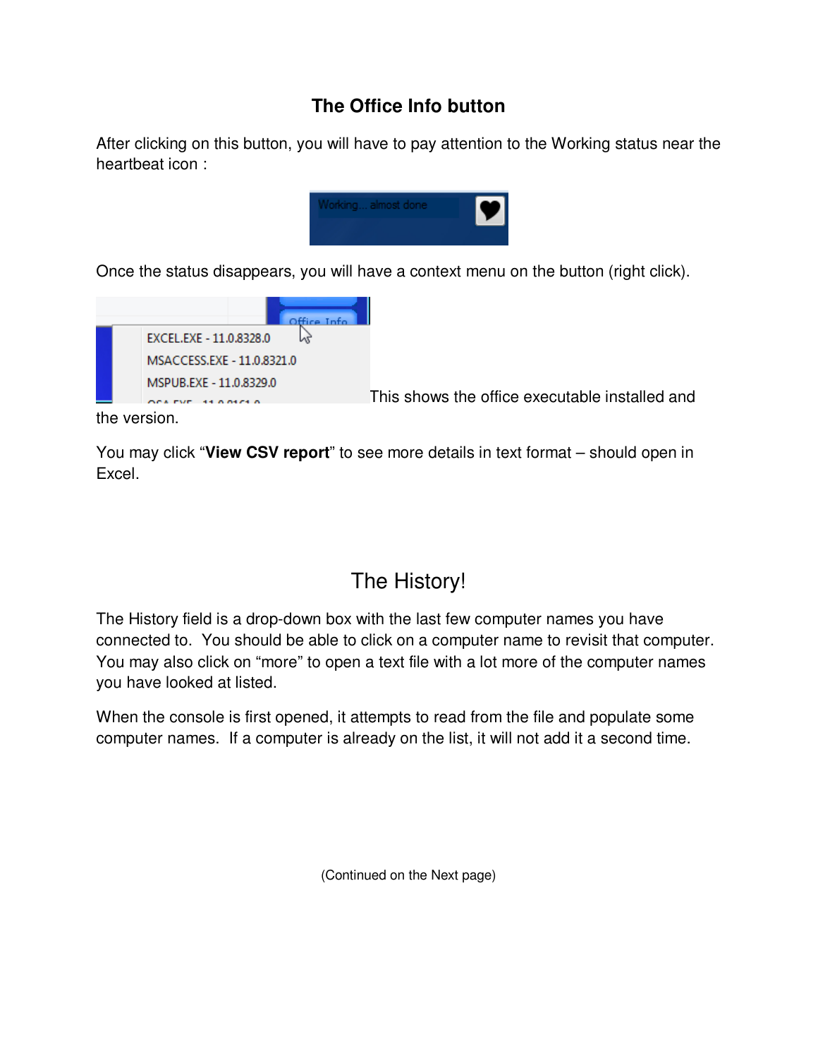## The Office Info button

After clicking on this button, you will have to pay attention to the Working status near the heartbeat icon :

Once the status disappears, you will have a context menu on the button (right click).

This shows the office executable installed and the version.

You may click “**View CSV report**” to see more details in text format – should open in Excel.

## The History!

The History field is a drop-down box with the last few computer names you have connected to. You should be able to click on a computer name to revisit that computer. You may also click on “more” to open a text file with a lot more of the computer names you have looked at listed.

When the console is first opened, it attempts to read from the file and populate some computer names. If a computer is already on the list, it will not add it a second time.

(Continued on the Next page)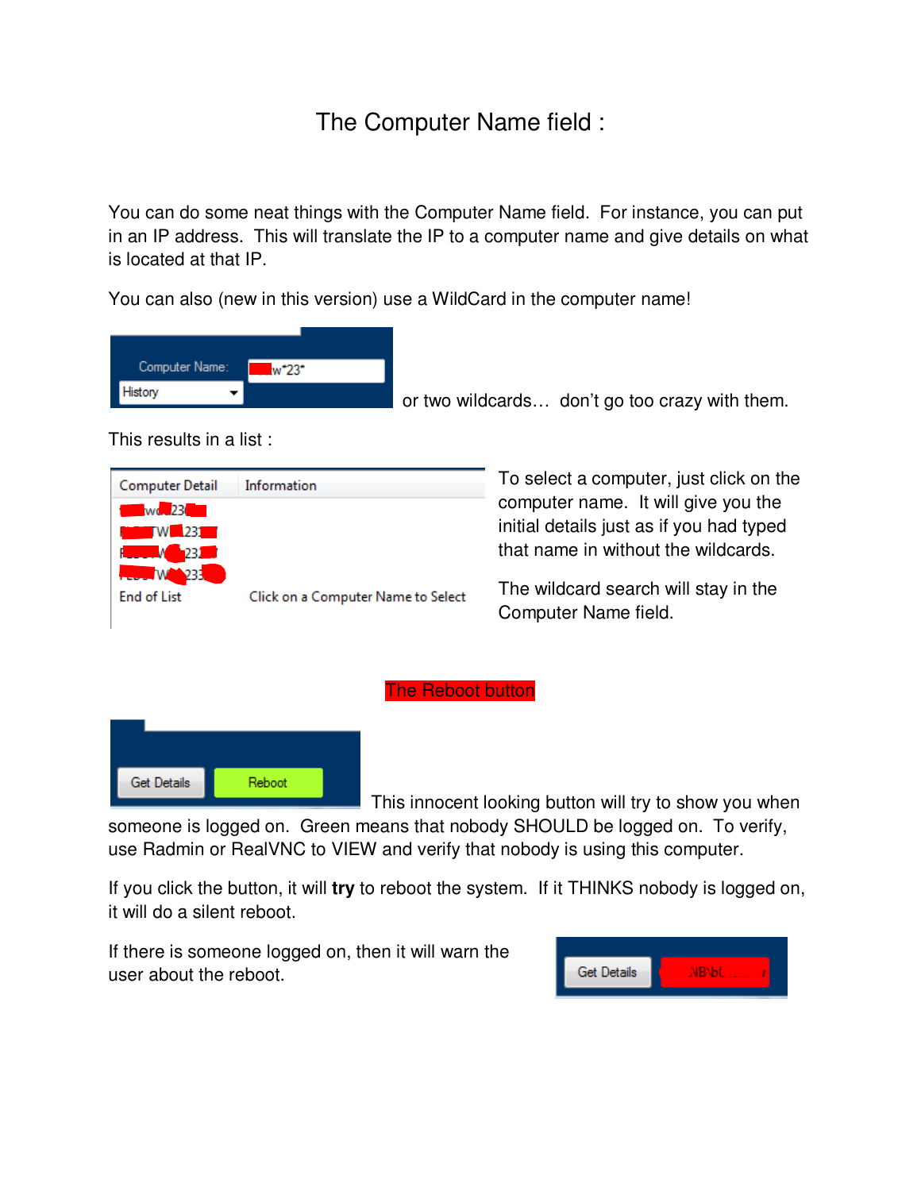# The Computer Name field :

You can do some neat things with the Computer Name field. For instance, you can put in an IP address. This will translate the IP to a computer name and give details on what is located at that IP.

You can also (new in this version) use a WildCard in the computer name!

or two wildcards… don't go too crazy with them.

This results in a list :

To select a computer, just click on the computer name. It will give you the initial details just as if you had typed that name in without the wildcards.

The wildcard search will stay in the Computer Name field.

## The Reboot button

This innocent looking button will try to show you when someone is logged on. Green means that nobody SHOULD be logged on. To verify, use Radmin or RealVNC to VIEW and verify that nobody is using this computer.

If you click the button, it will **try** to reboot the system. If it THINKS nobody is logged on, it will do a silent reboot.

If there is someone logged on, then it will warn the user about the reboot.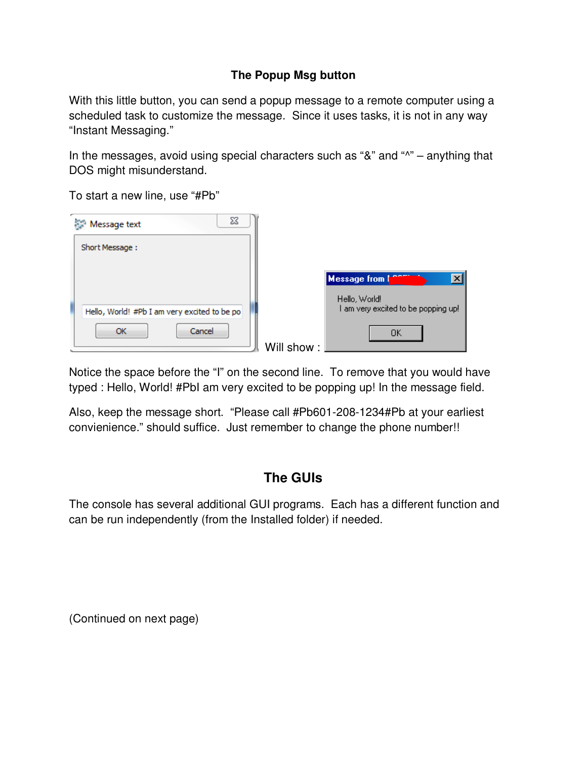## The Popup Msg button

With this little button, you can send a popup message to a remote computer using a scheduled task to customize the message. Since it uses tasks, it is not in any way “Instant Messaging.”

In the messages, avoid using special characters such as “&” and “^” – anything that DOS might misunderstand.

To start a new line, use “#Pb”

Will show :

Notice the space before the “I” on the second line. To remove that you would have typed : Hello, World! #PbI am very excited to be popping up! In the message field.

Also, keep the message short. “Please call #Pb601-208-1234#Pb at your earliest convienience.” should suffice. Just remember to change the phone number!!

## The GUIs

The console has several additional GUI programs. Each has a different function and can be run independently (from the Installed folder) if needed.

(Continued on next page)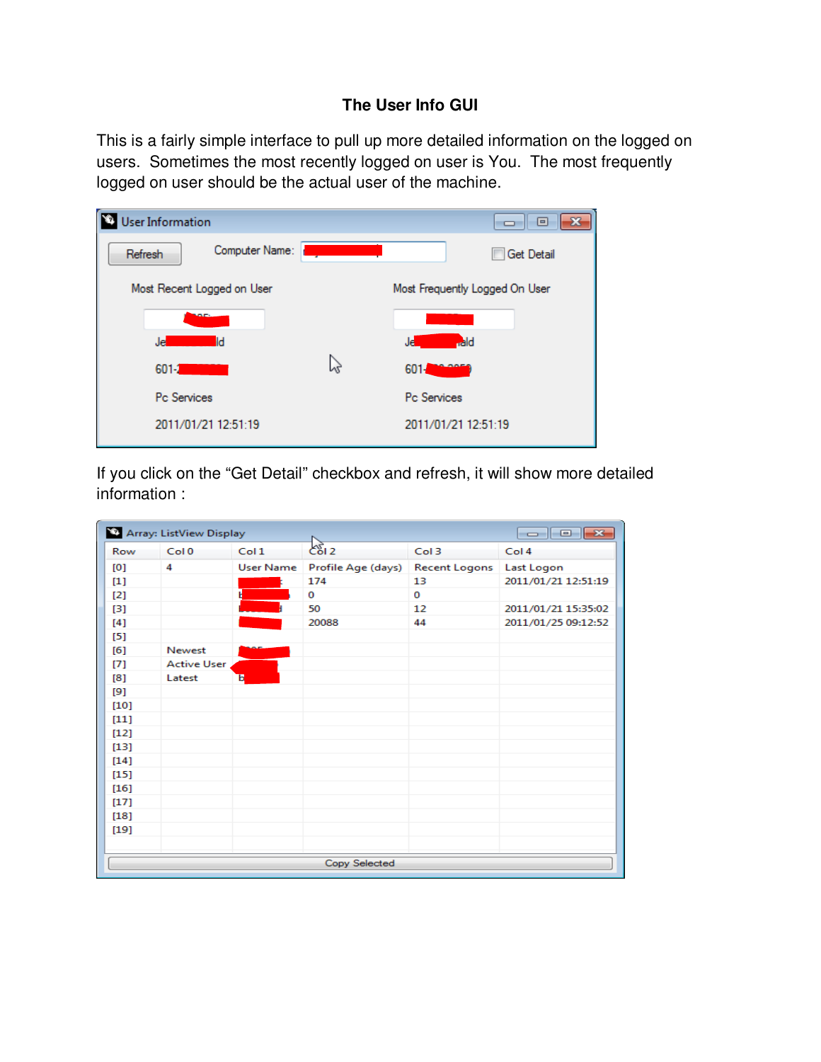# The User Info GUI

This is a fairly simple interface to pull up more detailed information on the logged on users. Sometimes the most recently logged on user is You. The most frequently logged on user should be the actual user of the machine.

If you click on the "Get Detail" checkbox and refresh, it will show more detailed information :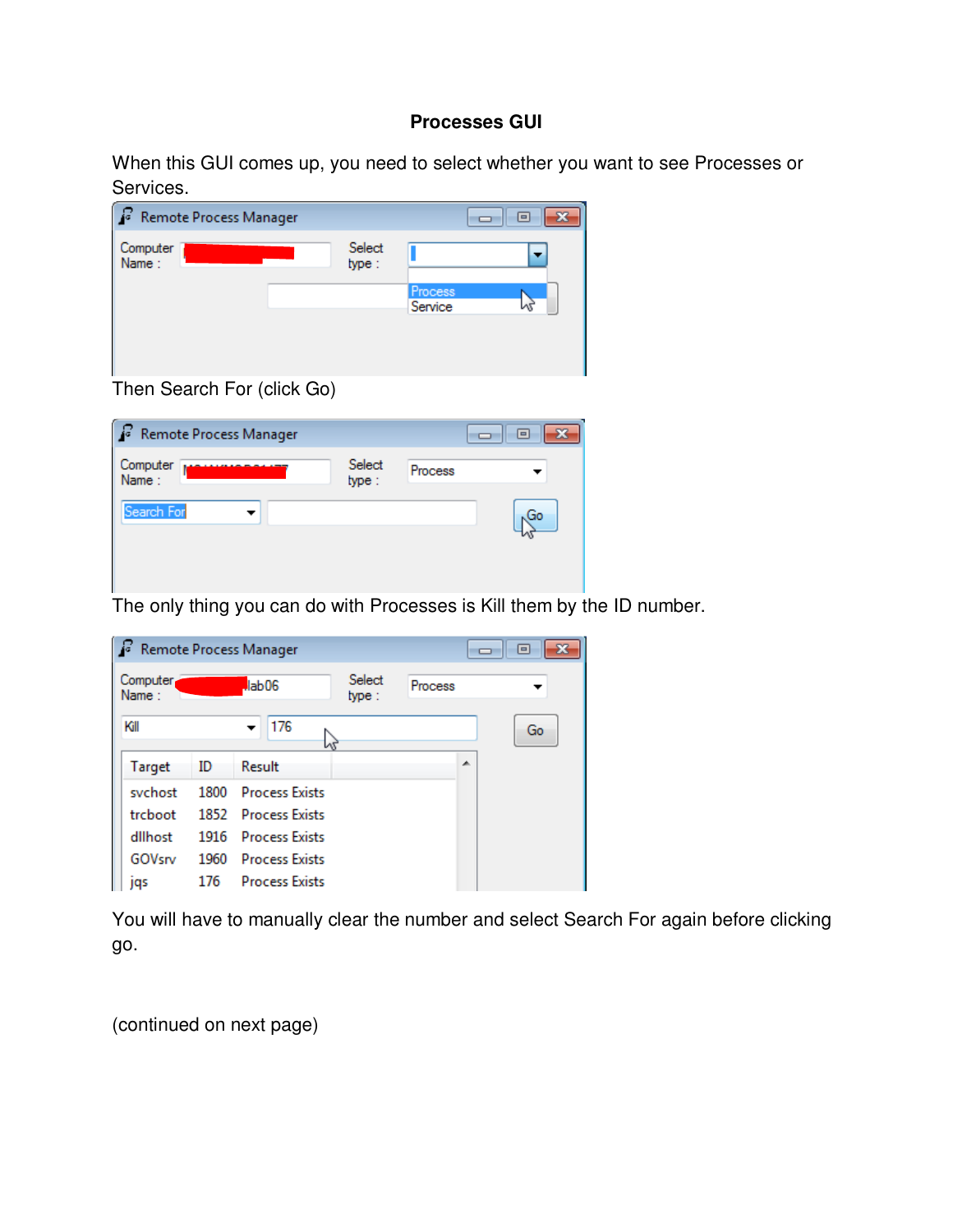**Processes GUI**

When this GUI comes up, you need to select whether you want to see Processes or Services.

Then Search For (click Go)

The only thing you can do with Processes is Kill them by the ID number.

You will have to manually clear the number and select Search For again before clicking go.

(continued on next page)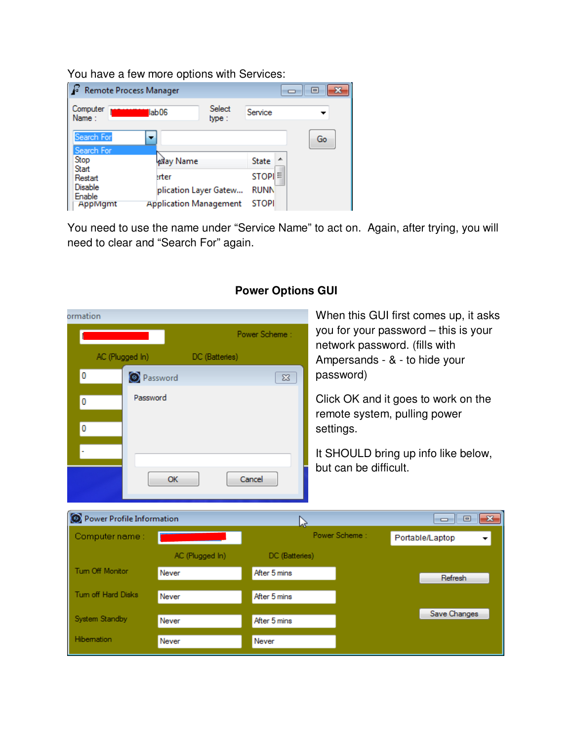You have a few more options with Services:

You need to use the name under “Service Name” to act on. Again, after trying, you will need to clear and “Search For” again.

**Power Options GUI**

When this GUI first comes up, it asks you for your password – this is your network password. (fills with Ampersands - & - to hide your password)

Click OK and it goes to work on the remote system, pulling power settings.

It SHOULD bring up info like below, but can be difficult.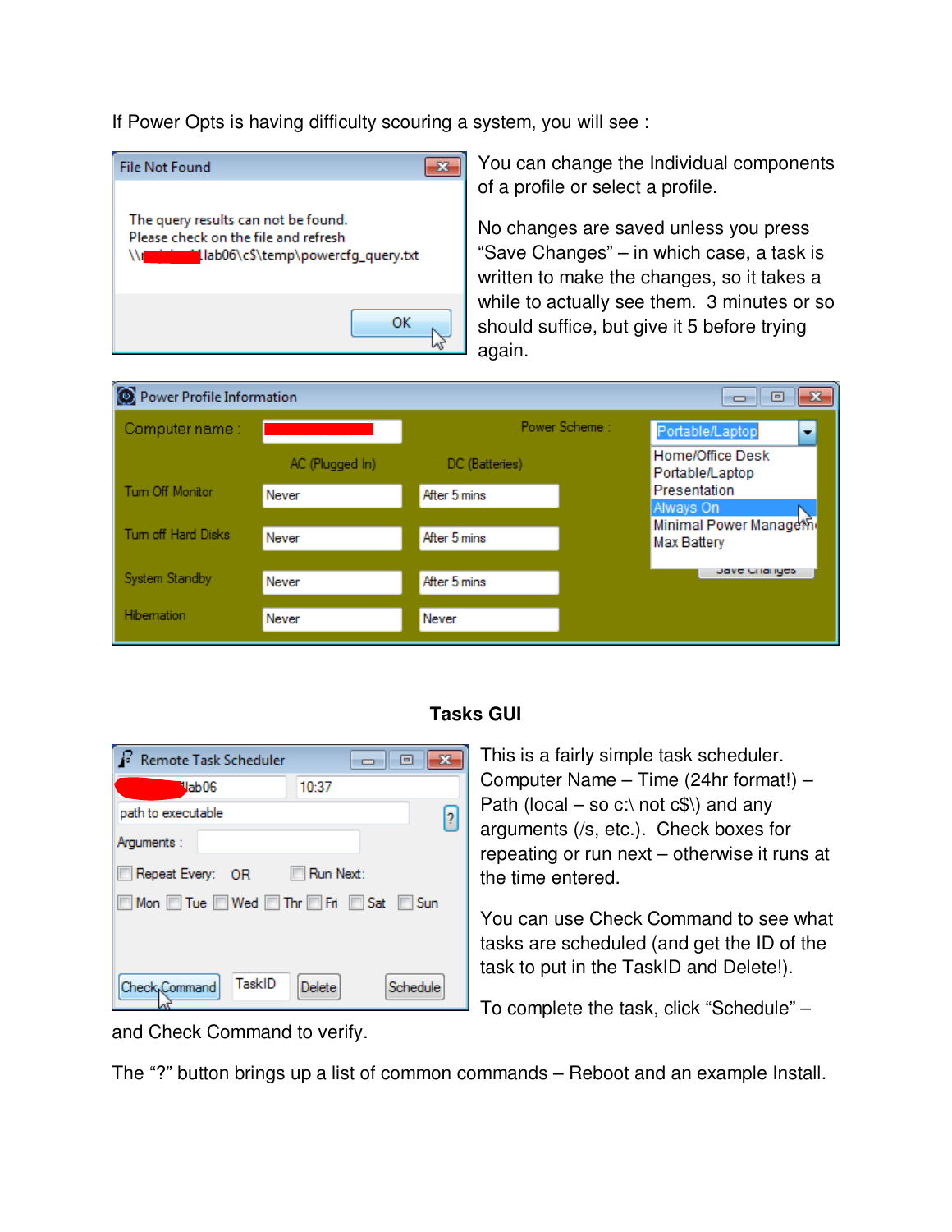If Power Opts is having difficulty scouring a system, you will see :

You can change the Individual components of a profile or select a profile.

No changes are saved unless you press "Save Changes" – in which case, a task is written to make the changes, so it takes a while to actually see them. 3 minutes or so should suffice, but give it 5 before trying again.

## Tasks GUI

This is a fairly simple task scheduler. Computer Name – Time (24hr format!) – Path (local – so c:\ not c$\) and any arguments (/s, etc.). Check boxes for repeating or run next – otherwise it runs at the time entered.

You can use Check Command to see what tasks are scheduled (and get the ID of the task to put in the TaskID and Delete!).

To complete the task, click "Schedule" – and Check Command to verify.

The "?" button brings up a list of common commands – Reboot and an example Install.